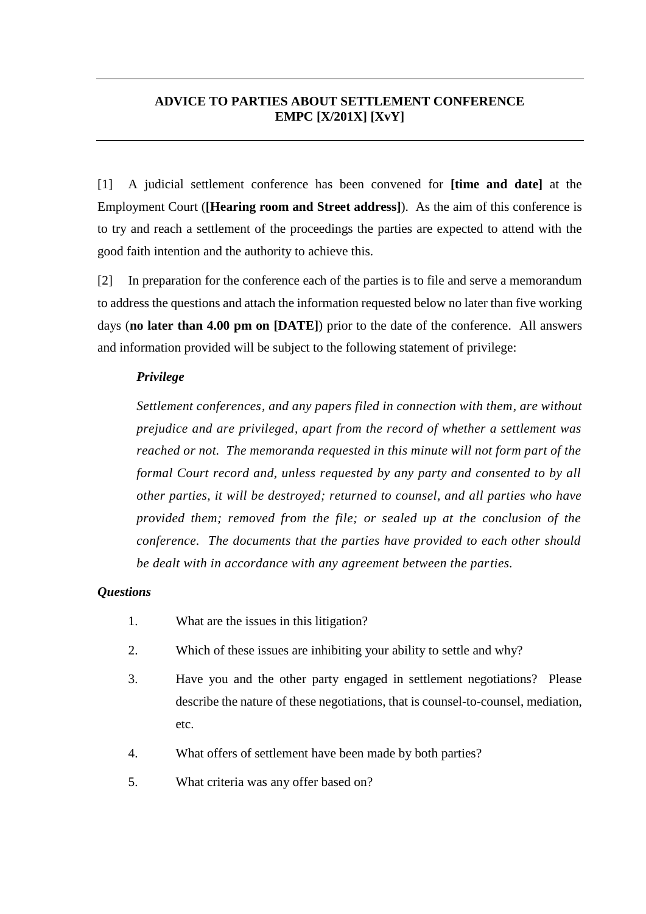## ADVICE TO PARTIES ABOUT SETTLEMENT CONFERENCE
## EMPC [X/201X] [XvY]

---

[1] A judicial settlement conference has been convened for **[time and date]** at the Employment Court (**[Hearing room and Street address]**). As the aim of this conference is to try and reach a settlement of the proceedings the parties are expected to attend with the good faith intention and the authority to achieve this.

[2] In preparation for the conference each of the parties is to file and serve a memorandum to address the questions and attach the information requested below no later than five working days (**no later than 4.00 pm on [DATE]**) prior to the date of the conference. All answers and information provided will be subject to the following statement of privilege:

> ***Privilege***
>
> *Settlement conferences, and any papers filed in connection with them, are without prejudice and are privileged, apart from the record of whether a settlement was reached or not. The memoranda requested in this minute will not form part of the formal Court record and, unless requested by any party and consented to by all other parties, it will be destroyed; returned to counsel, and all parties who have provided them; removed from the file; or sealed up at the conclusion of the conference. The documents that the parties have provided to each other should be dealt with in accordance with any agreement between the parties.*

***Questions***

1. What are the issues in this litigation?
2. Which of these issues are inhibiting your ability to settle and why?
3. Have you and the other party engaged in settlement negotiations? Please describe the nature of these negotiations, that is counsel-to-counsel, mediation, etc.
4. What offers of settlement have been made by both parties?
5. What criteria was any offer based on?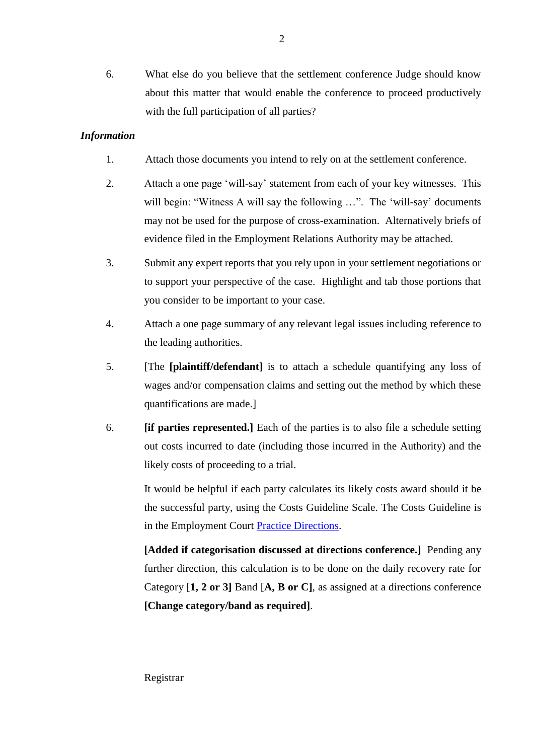6. What else do you believe that the settlement conference Judge should know about this matter that would enable the conference to proceed productively with the full participation of all parties?

***Information***

1. Attach those documents you intend to rely on at the settlement conference.

2. Attach a one page 'will-say' statement from each of your key witnesses. This will begin: "Witness A will say the following …". The 'will-say' documents may not be used for the purpose of cross-examination. Alternatively briefs of evidence filed in the Employment Relations Authority may be attached.

3. Submit any expert reports that you rely upon in your settlement negotiations or to support your perspective of the case. Highlight and tab those portions that you consider to be important to your case.

4. Attach a one page summary of any relevant legal issues including reference to the leading authorities.

5. [The **[plaintiff/defendant]** is to attach a schedule quantifying any loss of wages and/or compensation claims and setting out the method by which these quantifications are made.]

6. **[if parties represented.]** Each of the parties is to also file a schedule setting out costs incurred to date (including those incurred in the Authority) and the likely costs of proceeding to a trial.

   It would be helpful if each party calculates its likely costs award should it be the successful party, using the Costs Guideline Scale. The Costs Guideline is in the Employment Court Practice Directions.

   **[Added if categorisation discussed at directions conference.]** Pending any further direction, this calculation is to be done on the daily recovery rate for Category [**1, 2 or 3]** Band [**A, B or C]**, as assigned at a directions conference **[Change category/band as required]**.

Registrar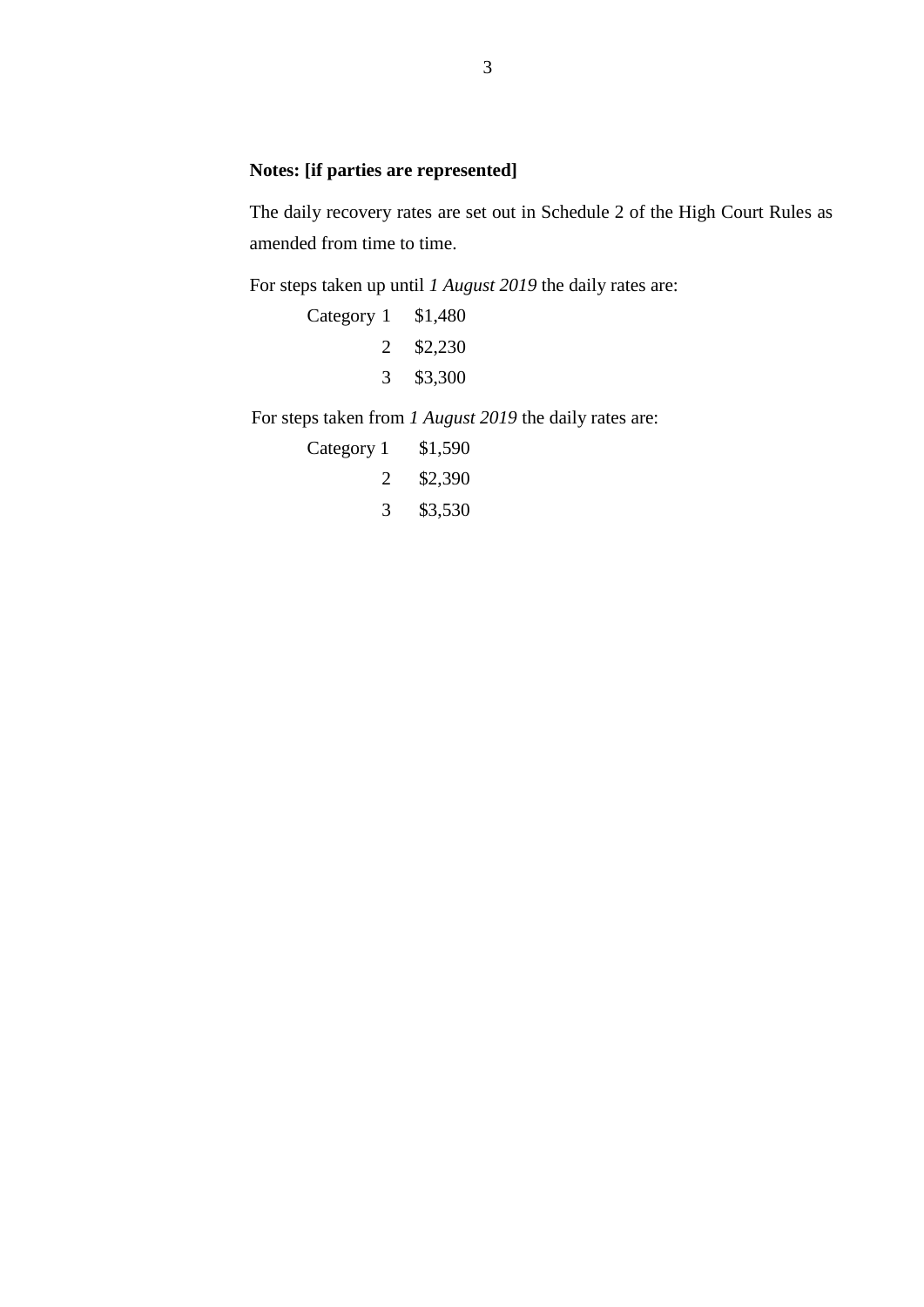**Notes: [if parties are represented]**

The daily recovery rates are set out in Schedule 2 of the High Court Rules as amended from time to time.

For steps taken up until *1 August 2019* the daily rates are:

| | |
|---|---|
| Category 1 | $1,480 |
| 2 | $2,230 |
| 3 | $3,300 |

For steps taken from *1 August 2019* the daily rates are:

| | |
|---|---|
| Category 1 | $1,590 |
| 2 | $2,390 |
| 3 | $3,530 |